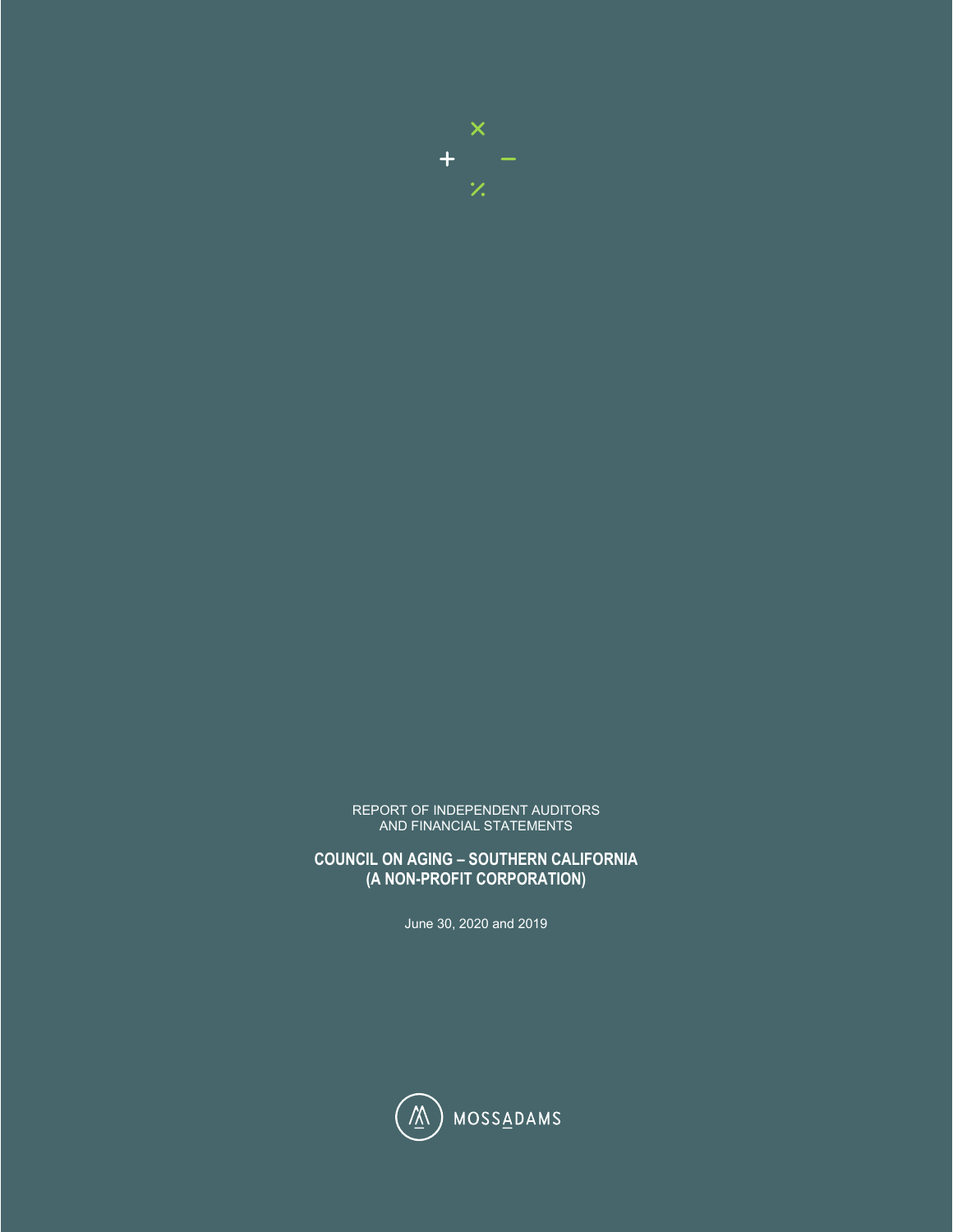REPORT OF INDEPENDENT AUDITORS
AND FINANCIAL STATEMENTS

**COUNCIL ON AGING – SOUTHERN CALIFORNIA**
**(A NON-PROFIT CORPORATION)**

June 30, 2020 and 2019

MOSSADAMS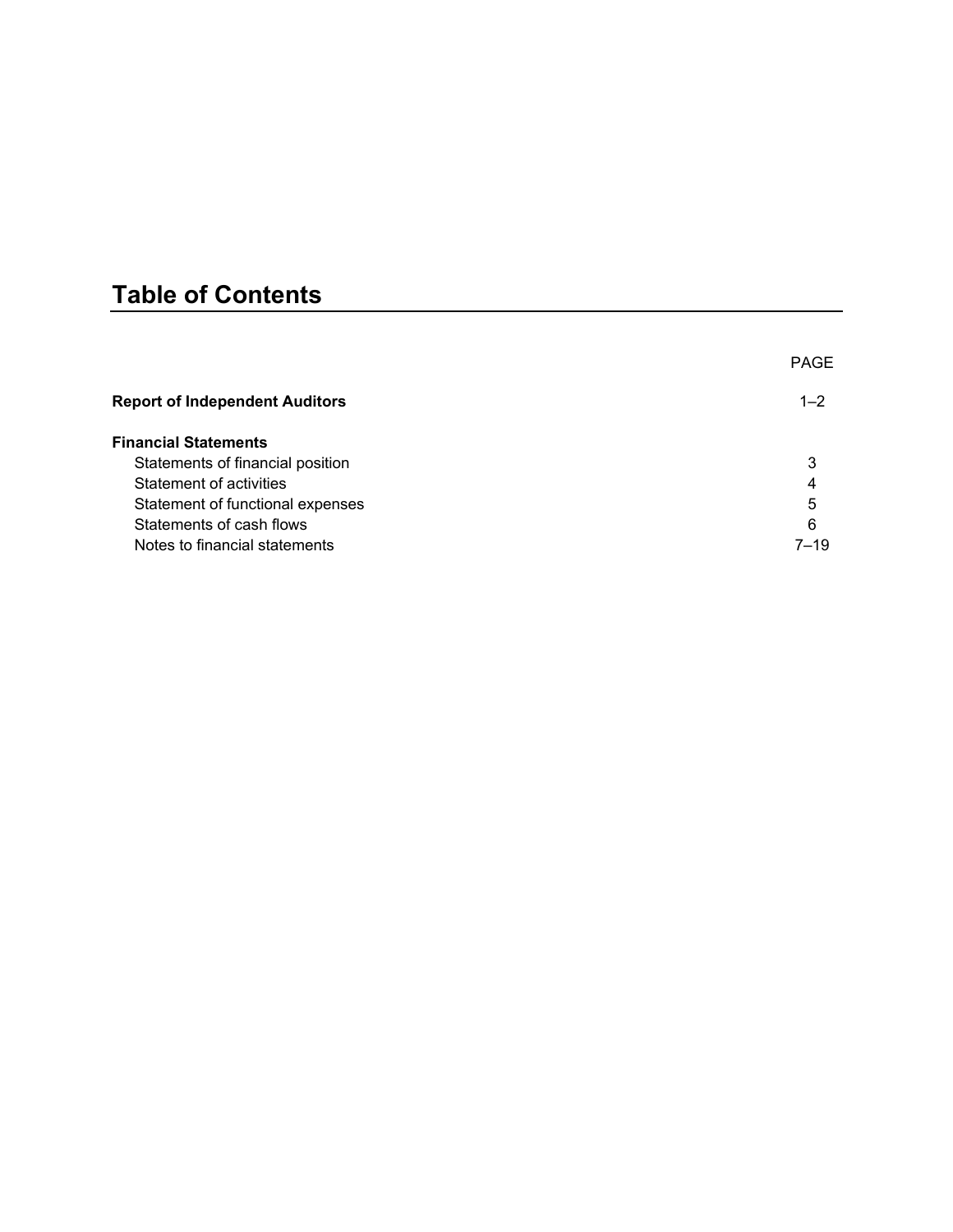# Table of Contents

| | PAGE |
|---|---|
| **Report of Independent Auditors** | 1–2 |
| **Financial Statements** | |
| Statements of financial position | 3 |
| Statement of activities | 4 |
| Statement of functional expenses | 5 |
| Statements of cash flows | 6 |
| Notes to financial statements | 7–19 |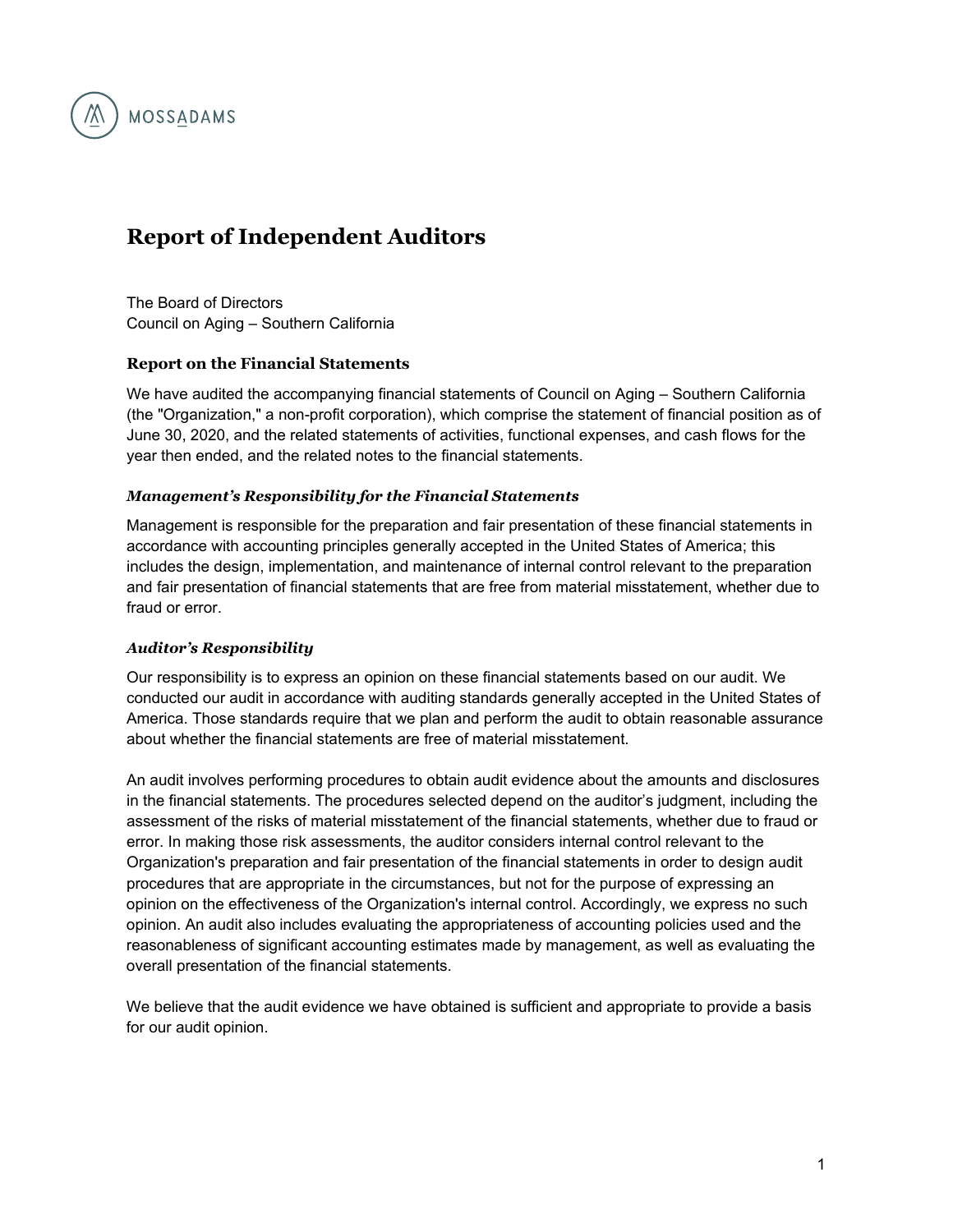MOSSADAMS

# Report of Independent Auditors

The Board of Directors
Council on Aging – Southern California

### Report on the Financial Statements

We have audited the accompanying financial statements of Council on Aging – Southern California (the "Organization," a non-profit corporation), which comprise the statement of financial position as of June 30, 2020, and the related statements of activities, functional expenses, and cash flows for the year then ended, and the related notes to the financial statements.

#### *Management's Responsibility for the Financial Statements*

Management is responsible for the preparation and fair presentation of these financial statements in accordance with accounting principles generally accepted in the United States of America; this includes the design, implementation, and maintenance of internal control relevant to the preparation and fair presentation of financial statements that are free from material misstatement, whether due to fraud or error.

#### *Auditor's Responsibility*

Our responsibility is to express an opinion on these financial statements based on our audit. We conducted our audit in accordance with auditing standards generally accepted in the United States of America. Those standards require that we plan and perform the audit to obtain reasonable assurance about whether the financial statements are free of material misstatement.

An audit involves performing procedures to obtain audit evidence about the amounts and disclosures in the financial statements. The procedures selected depend on the auditor's judgment, including the assessment of the risks of material misstatement of the financial statements, whether due to fraud or error. In making those risk assessments, the auditor considers internal control relevant to the Organization's preparation and fair presentation of the financial statements in order to design audit procedures that are appropriate in the circumstances, but not for the purpose of expressing an opinion on the effectiveness of the Organization's internal control. Accordingly, we express no such opinion. An audit also includes evaluating the appropriateness of accounting policies used and the reasonableness of significant accounting estimates made by management, as well as evaluating the overall presentation of the financial statements.

We believe that the audit evidence we have obtained is sufficient and appropriate to provide a basis for our audit opinion.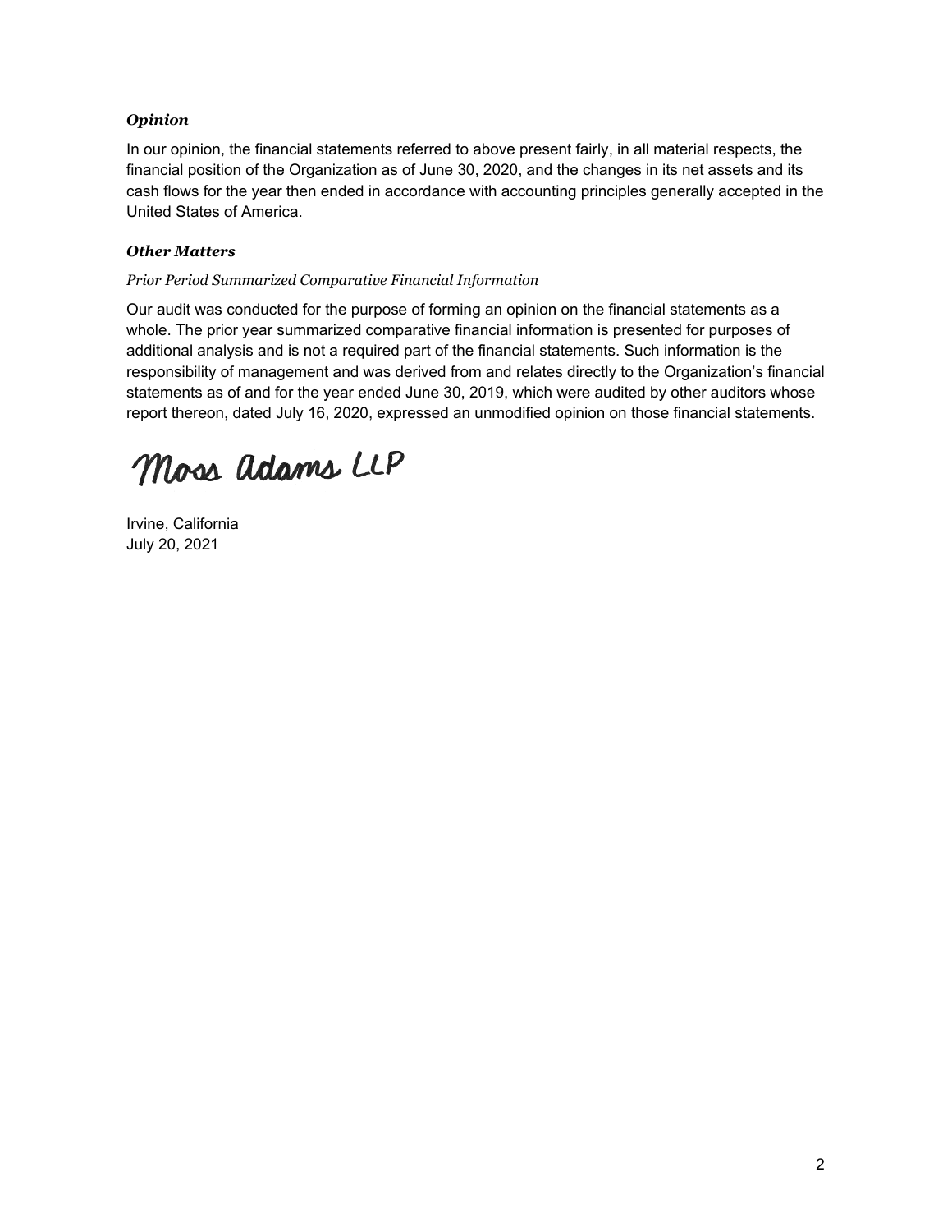### *Opinion*

In our opinion, the financial statements referred to above present fairly, in all material respects, the financial position of the Organization as of June 30, 2020, and the changes in its net assets and its cash flows for the year then ended in accordance with accounting principles generally accepted in the United States of America.

### *Other Matters*

*Prior Period Summarized Comparative Financial Information*

Our audit was conducted for the purpose of forming an opinion on the financial statements as a whole. The prior year summarized comparative financial information is presented for purposes of additional analysis and is not a required part of the financial statements. Such information is the responsibility of management and was derived from and relates directly to the Organization's financial statements as of and for the year ended June 30, 2019, which were audited by other auditors whose report thereon, dated July 16, 2020, expressed an unmodified opinion on those financial statements.

Moss Adams LLP

Irvine, California
July 20, 2021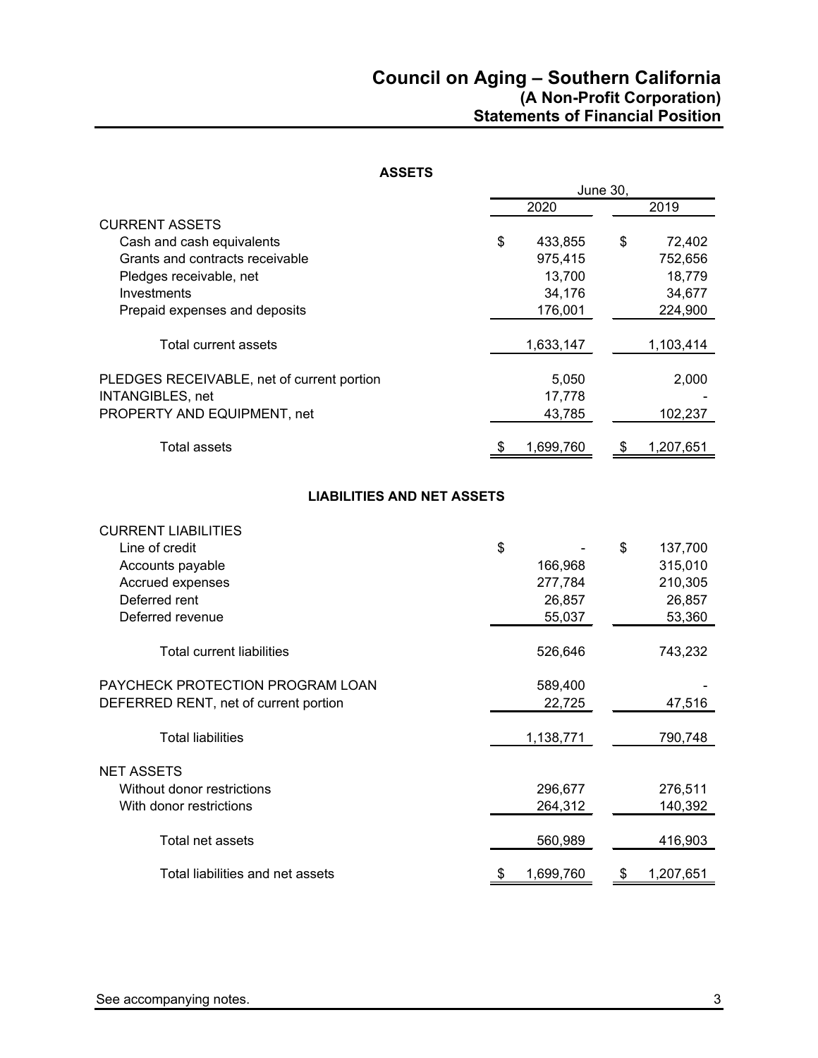# Council on Aging – Southern California
## (A Non-Profit Corporation)
## Statements of Financial Position

**ASSETS**

| | June 30, 2020 | June 30, 2019 |
|---|---|---|
| **CURRENT ASSETS** | | |
| Cash and cash equivalents | $ 433,855 | $ 72,402 |
| Grants and contracts receivable | 975,415 | 752,656 |
| Pledges receivable, net | 13,700 | 18,779 |
| Investments | 34,176 | 34,677 |
| Prepaid expenses and deposits | 176,001 | 224,900 |
| Total current assets | 1,633,147 | 1,103,414 |
| PLEDGES RECEIVABLE, net of current portion | 5,050 | 2,000 |
| INTANGIBLES, net | 17,778 | - |
| PROPERTY AND EQUIPMENT, net | 43,785 | 102,237 |
| Total assets | $ 1,699,760 | $ 1,207,651 |

**LIABILITIES AND NET ASSETS**

| | June 30, 2020 | June 30, 2019 |
|---|---|---|
| **CURRENT LIABILITIES** | | |
| Line of credit | $ - | $ 137,700 |
| Accounts payable | 166,968 | 315,010 |
| Accrued expenses | 277,784 | 210,305 |
| Deferred rent | 26,857 | 26,857 |
| Deferred revenue | 55,037 | 53,360 |
| Total current liabilities | 526,646 | 743,232 |
| PAYCHECK PROTECTION PROGRAM LOAN | 589,400 | - |
| DEFERRED RENT, net of current portion | 22,725 | 47,516 |
| Total liabilities | 1,138,771 | 790,748 |
| **NET ASSETS** | | |
| Without donor restrictions | 296,677 | 276,511 |
| With donor restrictions | 264,312 | 140,392 |
| Total net assets | 560,989 | 416,903 |
| Total liabilities and net assets | $ 1,699,760 | $ 1,207,651 |

See accompanying notes.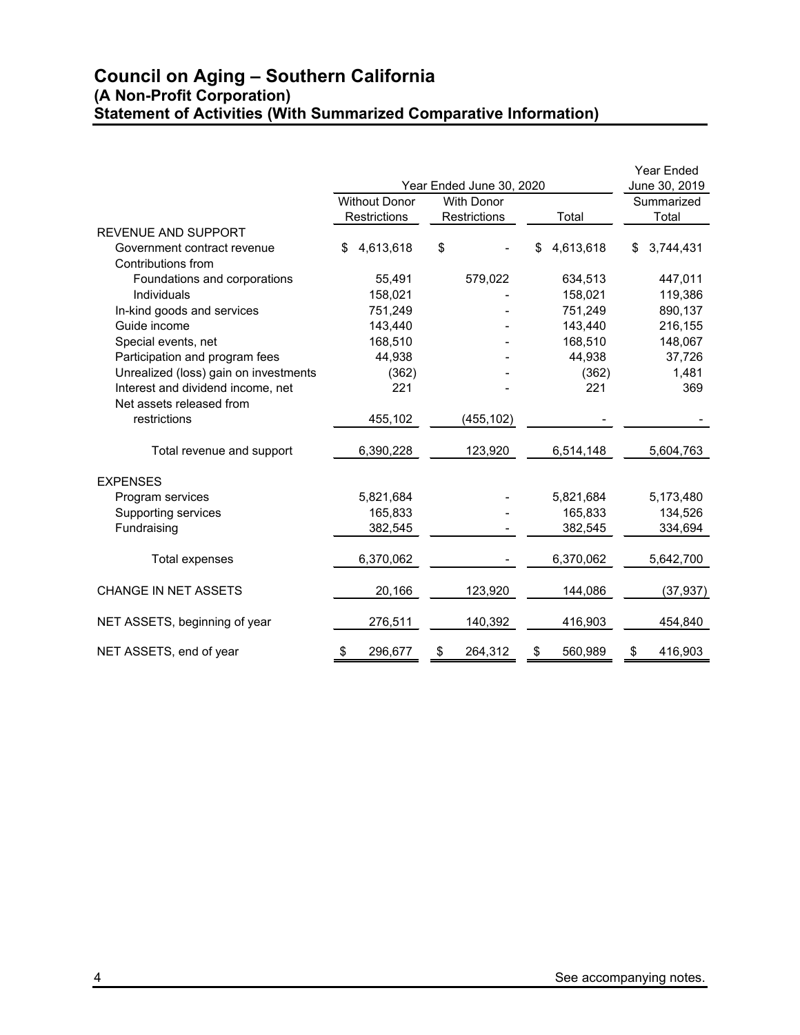# Council on Aging – Southern California
## (A Non-Profit Corporation)
## Statement of Activities (With Summarized Comparative Information)

| | Year Ended June 30, 2020 | | | Year Ended June 30, 2019 |
|---|---|---|---|---|
| | Without Donor Restrictions | With Donor Restrictions | Total | Summarized Total |
| REVENUE AND SUPPORT | | | | |
| Government contract revenue | $ 4,613,618 | $ - | $ 4,613,618 | $ 3,744,431 |
| Contributions from | | | | |
| Foundations and corporations | 55,491 | 579,022 | 634,513 | 447,011 |
| Individuals | 158,021 | - | 158,021 | 119,386 |
| In-kind goods and services | 751,249 | - | 751,249 | 890,137 |
| Guide income | 143,440 | - | 143,440 | 216,155 |
| Special events, net | 168,510 | - | 168,510 | 148,067 |
| Participation and program fees | 44,938 | - | 44,938 | 37,726 |
| Unrealized (loss) gain on investments | (362) | - | (362) | 1,481 |
| Interest and dividend income, net | 221 | - | 221 | 369 |
| Net assets released from restrictions | 455,102 | (455,102) | - | - |
| Total revenue and support | 6,390,228 | 123,920 | 6,514,148 | 5,604,763 |
| EXPENSES | | | | |
| Program services | 5,821,684 | - | 5,821,684 | 5,173,480 |
| Supporting services | 165,833 | - | 165,833 | 134,526 |
| Fundraising | 382,545 | - | 382,545 | 334,694 |
| Total expenses | 6,370,062 | - | 6,370,062 | 5,642,700 |
| CHANGE IN NET ASSETS | 20,166 | 123,920 | 144,086 | (37,937) |
| NET ASSETS, beginning of year | 276,511 | 140,392 | 416,903 | 454,840 |
| NET ASSETS, end of year | $ 296,677 | $ 264,312 | $ 560,989 | $ 416,903 |

See accompanying notes.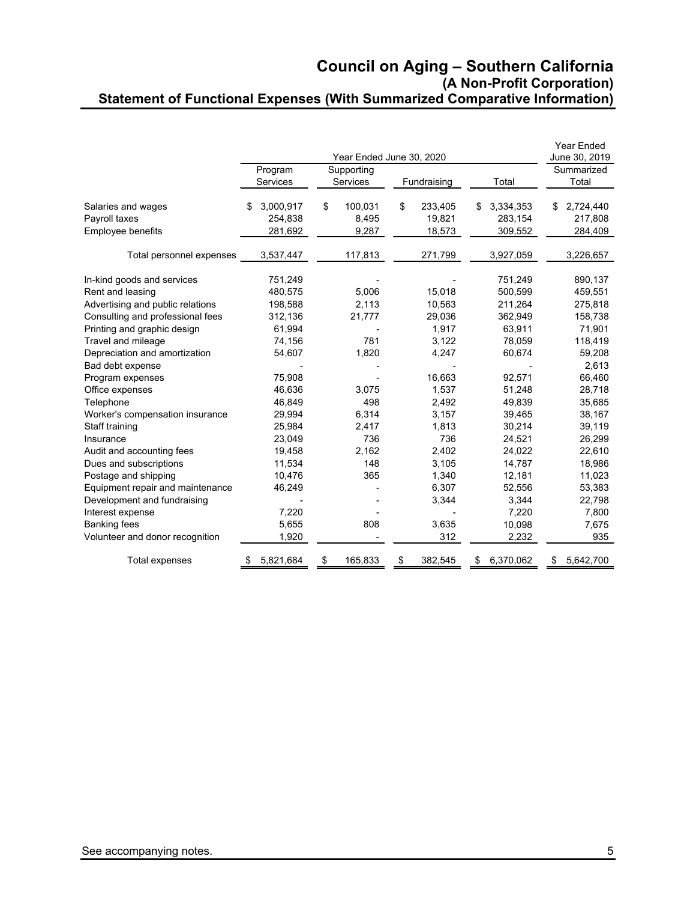# Council on Aging – Southern California

## (A Non-Profit Corporation)

## Statement of Functional Expenses (With Summarized Comparative Information)

| | Year Ended June 30, 2020 | | | | Year Ended June 30, 2019 |
|---|---|---|---|---|---|
| | Program Services | Supporting Services | Fundraising | Total | Summarized Total |
| Salaries and wages | $ 3,000,917 | $ 100,031 | $ 233,405 | $ 3,334,353 | $ 2,724,440 |
| Payroll taxes | 254,838 | 8,495 | 19,821 | 283,154 | 217,808 |
| Employee benefits | 281,692 | 9,287 | 18,573 | 309,552 | 284,409 |
| Total personnel expenses | 3,537,447 | 117,813 | 271,799 | 3,927,059 | 3,226,657 |
| In-kind goods and services | 751,249 | - | - | 751,249 | 890,137 |
| Rent and leasing | 480,575 | 5,006 | 15,018 | 500,599 | 459,551 |
| Advertising and public relations | 198,588 | 2,113 | 10,563 | 211,264 | 275,818 |
| Consulting and professional fees | 312,136 | 21,777 | 29,036 | 362,949 | 158,738 |
| Printing and graphic design | 61,994 | - | 1,917 | 63,911 | 71,901 |
| Travel and mileage | 74,156 | 781 | 3,122 | 78,059 | 118,419 |
| Depreciation and amortization | 54,607 | 1,820 | 4,247 | 60,674 | 59,208 |
| Bad debt expense | - | - | - | - | 2,613 |
| Program expenses | 75,908 | - | 16,663 | 92,571 | 66,460 |
| Office expenses | 46,636 | 3,075 | 1,537 | 51,248 | 28,718 |
| Telephone | 46,849 | 498 | 2,492 | 49,839 | 35,685 |
| Worker's compensation insurance | 29,994 | 6,314 | 3,157 | 39,465 | 38,167 |
| Staff training | 25,984 | 2,417 | 1,813 | 30,214 | 39,119 |
| Insurance | 23,049 | 736 | 736 | 24,521 | 26,299 |
| Audit and accounting fees | 19,458 | 2,162 | 2,402 | 24,022 | 22,610 |
| Dues and subscriptions | 11,534 | 148 | 3,105 | 14,787 | 18,986 |
| Postage and shipping | 10,476 | 365 | 1,340 | 12,181 | 11,023 |
| Equipment repair and maintenance | 46,249 | - | 6,307 | 52,556 | 53,383 |
| Development and fundraising | - | - | 3,344 | 3,344 | 22,798 |
| Interest expense | 7,220 | - | - | 7,220 | 7,800 |
| Banking fees | 5,655 | 808 | 3,635 | 10,098 | 7,675 |
| Volunteer and donor recognition | 1,920 | - | 312 | 2,232 | 935 |
| Total expenses | $ 5,821,684 | $ 165,833 | $ 382,545 | $ 6,370,062 | $ 5,642,700 |

See accompanying notes.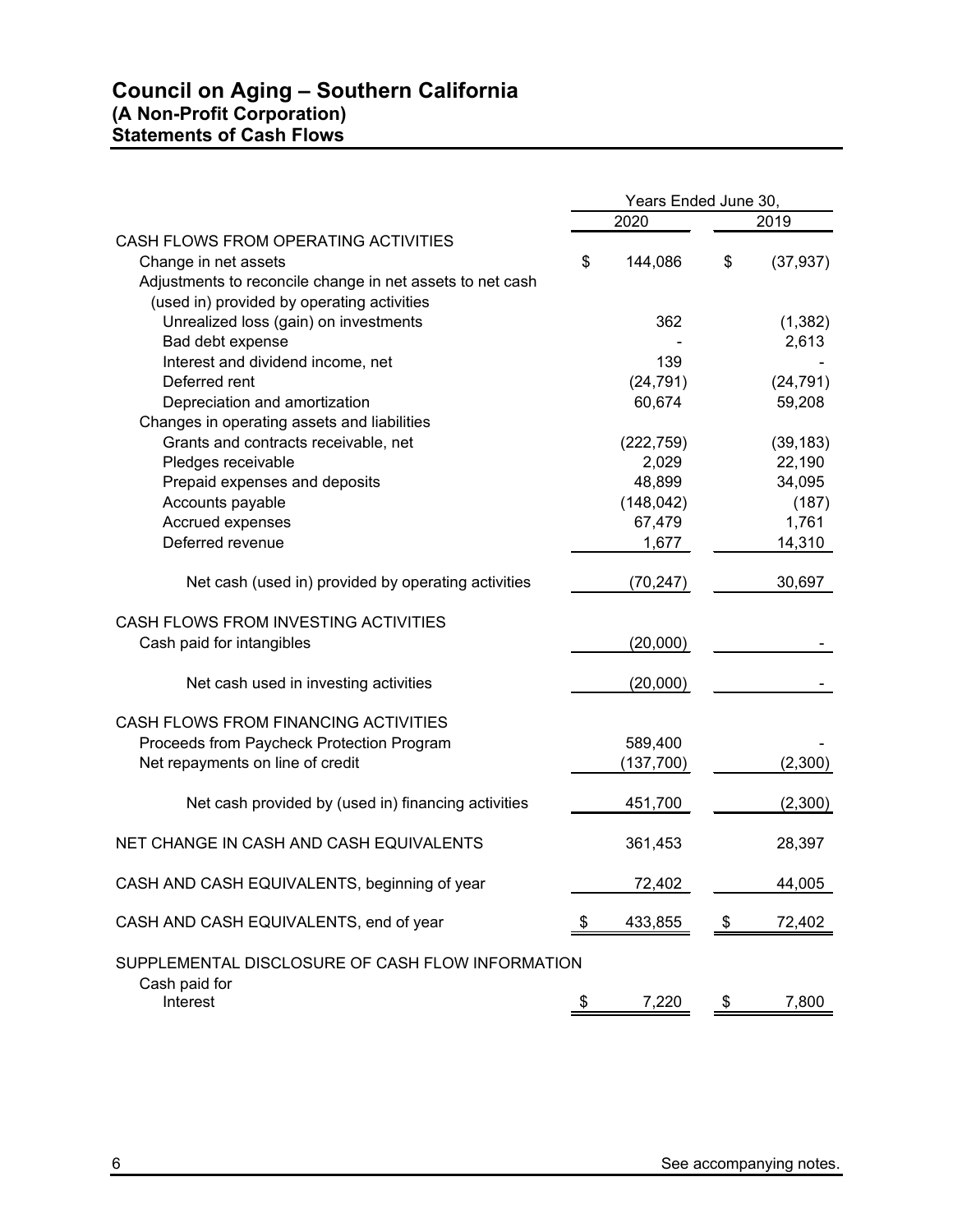# Council on Aging – Southern California
## (A Non-Profit Corporation)
## Statements of Cash Flows

| | Years Ended June 30, | |
|---|---|---|
| | 2020 | 2019 |
| CASH FLOWS FROM OPERATING ACTIVITIES | | |
| Change in net assets | $ 144,086 | $ (37,937) |
| Adjustments to reconcile change in net assets to net cash (used in) provided by operating activities | | |
| Unrealized loss (gain) on investments | 362 | (1,382) |
| Bad debt expense | - | 2,613 |
| Interest and dividend income, net | 139 | - |
| Deferred rent | (24,791) | (24,791) |
| Depreciation and amortization | 60,674 | 59,208 |
| Changes in operating assets and liabilities | | |
| Grants and contracts receivable, net | (222,759) | (39,183) |
| Pledges receivable | 2,029 | 22,190 |
| Prepaid expenses and deposits | 48,899 | 34,095 |
| Accounts payable | (148,042) | (187) |
| Accrued expenses | 67,479 | 1,761 |
| Deferred revenue | 1,677 | 14,310 |
| Net cash (used in) provided by operating activities | (70,247) | 30,697 |
| CASH FLOWS FROM INVESTING ACTIVITIES | | |
| Cash paid for intangibles | (20,000) | - |
| Net cash used in investing activities | (20,000) | - |
| CASH FLOWS FROM FINANCING ACTIVITIES | | |
| Proceeds from Paycheck Protection Program | 589,400 | - |
| Net repayments on line of credit | (137,700) | (2,300) |
| Net cash provided by (used in) financing activities | 451,700 | (2,300) |
| NET CHANGE IN CASH AND CASH EQUIVALENTS | 361,453 | 28,397 |
| CASH AND CASH EQUIVALENTS, beginning of year | 72,402 | 44,005 |
| CASH AND CASH EQUIVALENTS, end of year | $ 433,855 | $ 72,402 |
| SUPPLEMENTAL DISCLOSURE OF CASH FLOW INFORMATION | | |
| Cash paid for Interest | $ 7,220 | $ 7,800 |

See accompanying notes.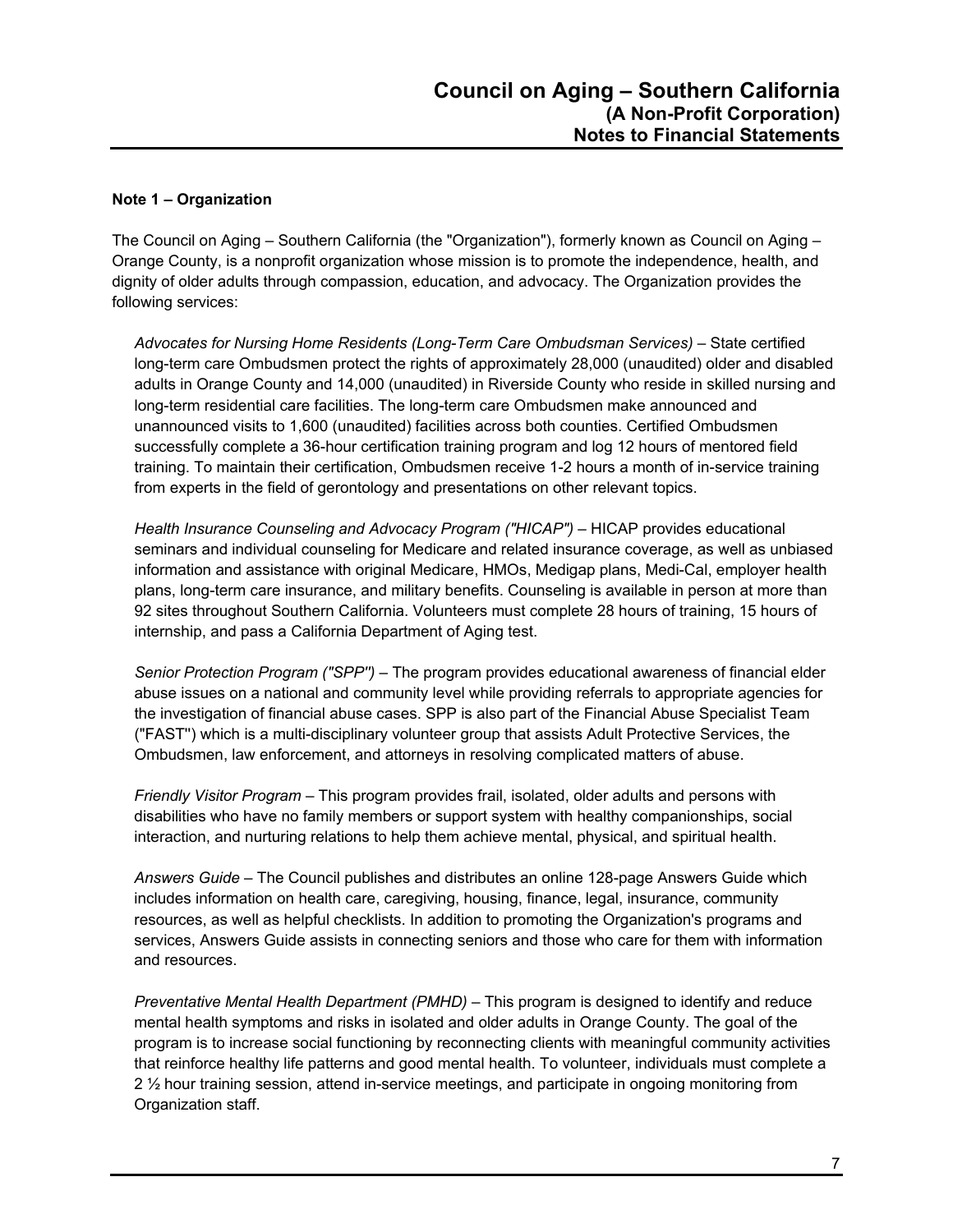### Note 1 – Organization

The Council on Aging – Southern California (the "Organization"), formerly known as Council on Aging – Orange County, is a nonprofit organization whose mission is to promote the independence, health, and dignity of older adults through compassion, education, and advocacy. The Organization provides the following services:

*Advocates for Nursing Home Residents (Long-Term Care Ombudsman Services)* – State certified long-term care Ombudsmen protect the rights of approximately 28,000 (unaudited) older and disabled adults in Orange County and 14,000 (unaudited) in Riverside County who reside in skilled nursing and long-term residential care facilities. The long-term care Ombudsmen make announced and unannounced visits to 1,600 (unaudited) facilities across both counties. Certified Ombudsmen successfully complete a 36-hour certification training program and log 12 hours of mentored field training. To maintain their certification, Ombudsmen receive 1-2 hours a month of in-service training from experts in the field of gerontology and presentations on other relevant topics.

*Health Insurance Counseling and Advocacy Program ("HICAP")* – HICAP provides educational seminars and individual counseling for Medicare and related insurance coverage, as well as unbiased information and assistance with original Medicare, HMOs, Medigap plans, Medi-Cal, employer health plans, long-term care insurance, and military benefits. Counseling is available in person at more than 92 sites throughout Southern California. Volunteers must complete 28 hours of training, 15 hours of internship, and pass a California Department of Aging test.

*Senior Protection Program ("SPP")* – The program provides educational awareness of financial elder abuse issues on a national and community level while providing referrals to appropriate agencies for the investigation of financial abuse cases. SPP is also part of the Financial Abuse Specialist Team ("FAST") which is a multi-disciplinary volunteer group that assists Adult Protective Services, the Ombudsmen, law enforcement, and attorneys in resolving complicated matters of abuse.

*Friendly Visitor Program* – This program provides frail, isolated, older adults and persons with disabilities who have no family members or support system with healthy companionships, social interaction, and nurturing relations to help them achieve mental, physical, and spiritual health.

*Answers Guide* – The Council publishes and distributes an online 128-page Answers Guide which includes information on health care, caregiving, housing, finance, legal, insurance, community resources, as well as helpful checklists. In addition to promoting the Organization's programs and services, Answers Guide assists in connecting seniors and those who care for them with information and resources.

*Preventative Mental Health Department (PMHD)* – This program is designed to identify and reduce mental health symptoms and risks in isolated and older adults in Orange County. The goal of the program is to increase social functioning by reconnecting clients with meaningful community activities that reinforce healthy life patterns and good mental health. To volunteer, individuals must complete a 2 ½ hour training session, attend in-service meetings, and participate in ongoing monitoring from Organization staff.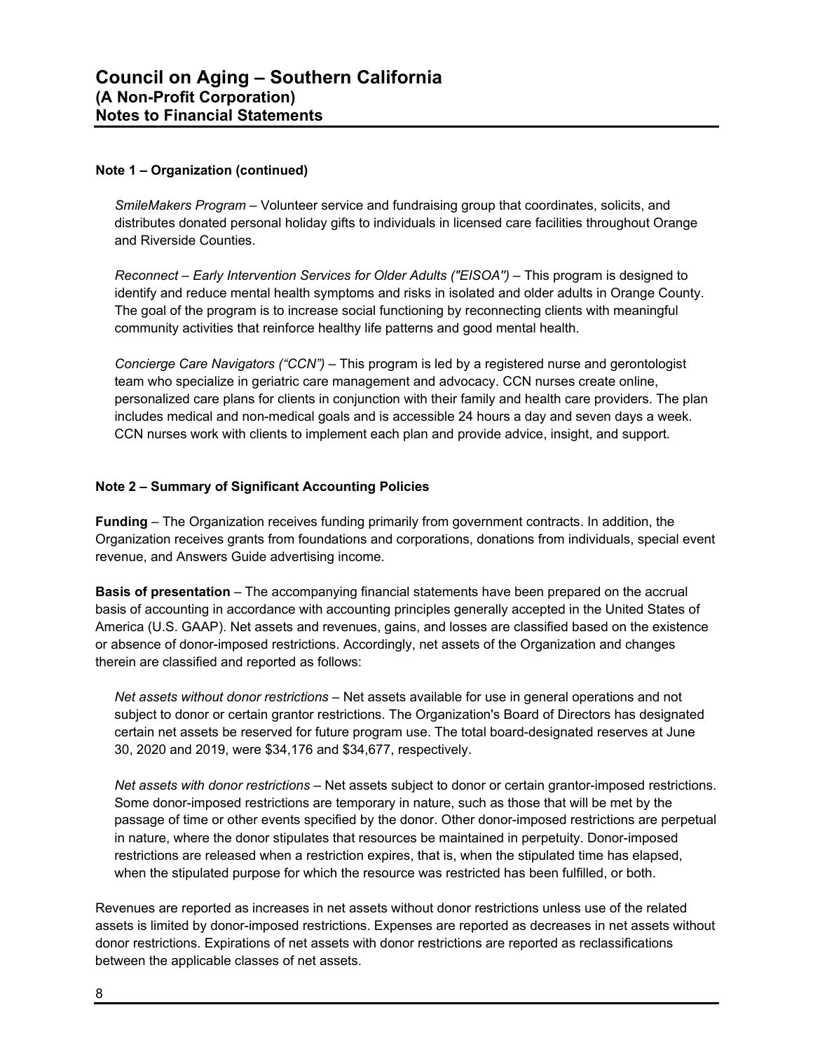**Note 1 – Organization (continued)**

*SmileMakers Program* – Volunteer service and fundraising group that coordinates, solicits, and distributes donated personal holiday gifts to individuals in licensed care facilities throughout Orange and Riverside Counties.

*Reconnect – Early Intervention Services for Older Adults ("EISOA")* – This program is designed to identify and reduce mental health symptoms and risks in isolated and older adults in Orange County. The goal of the program is to increase social functioning by reconnecting clients with meaningful community activities that reinforce healthy life patterns and good mental health.

*Concierge Care Navigators ("CCN")* – This program is led by a registered nurse and gerontologist team who specialize in geriatric care management and advocacy. CCN nurses create online, personalized care plans for clients in conjunction with their family and health care providers. The plan includes medical and non-medical goals and is accessible 24 hours a day and seven days a week. CCN nurses work with clients to implement each plan and provide advice, insight, and support.

**Note 2 – Summary of Significant Accounting Policies**

**Funding** – The Organization receives funding primarily from government contracts. In addition, the Organization receives grants from foundations and corporations, donations from individuals, special event revenue, and Answers Guide advertising income.

**Basis of presentation** – The accompanying financial statements have been prepared on the accrual basis of accounting in accordance with accounting principles generally accepted in the United States of America (U.S. GAAP). Net assets and revenues, gains, and losses are classified based on the existence or absence of donor-imposed restrictions. Accordingly, net assets of the Organization and changes therein are classified and reported as follows:

*Net assets without donor restrictions* – Net assets available for use in general operations and not subject to donor or certain grantor restrictions. The Organization's Board of Directors has designated certain net assets be reserved for future program use. The total board-designated reserves at June 30, 2020 and 2019, were $34,176 and $34,677, respectively.

*Net assets with donor restrictions* – Net assets subject to donor or certain grantor-imposed restrictions. Some donor-imposed restrictions are temporary in nature, such as those that will be met by the passage of time or other events specified by the donor. Other donor-imposed restrictions are perpetual in nature, where the donor stipulates that resources be maintained in perpetuity. Donor-imposed restrictions are released when a restriction expires, that is, when the stipulated time has elapsed, when the stipulated purpose for which the resource was restricted has been fulfilled, or both.

Revenues are reported as increases in net assets without donor restrictions unless use of the related assets is limited by donor-imposed restrictions. Expenses are reported as decreases in net assets without donor restrictions. Expirations of net assets with donor restrictions are reported as reclassifications between the applicable classes of net assets.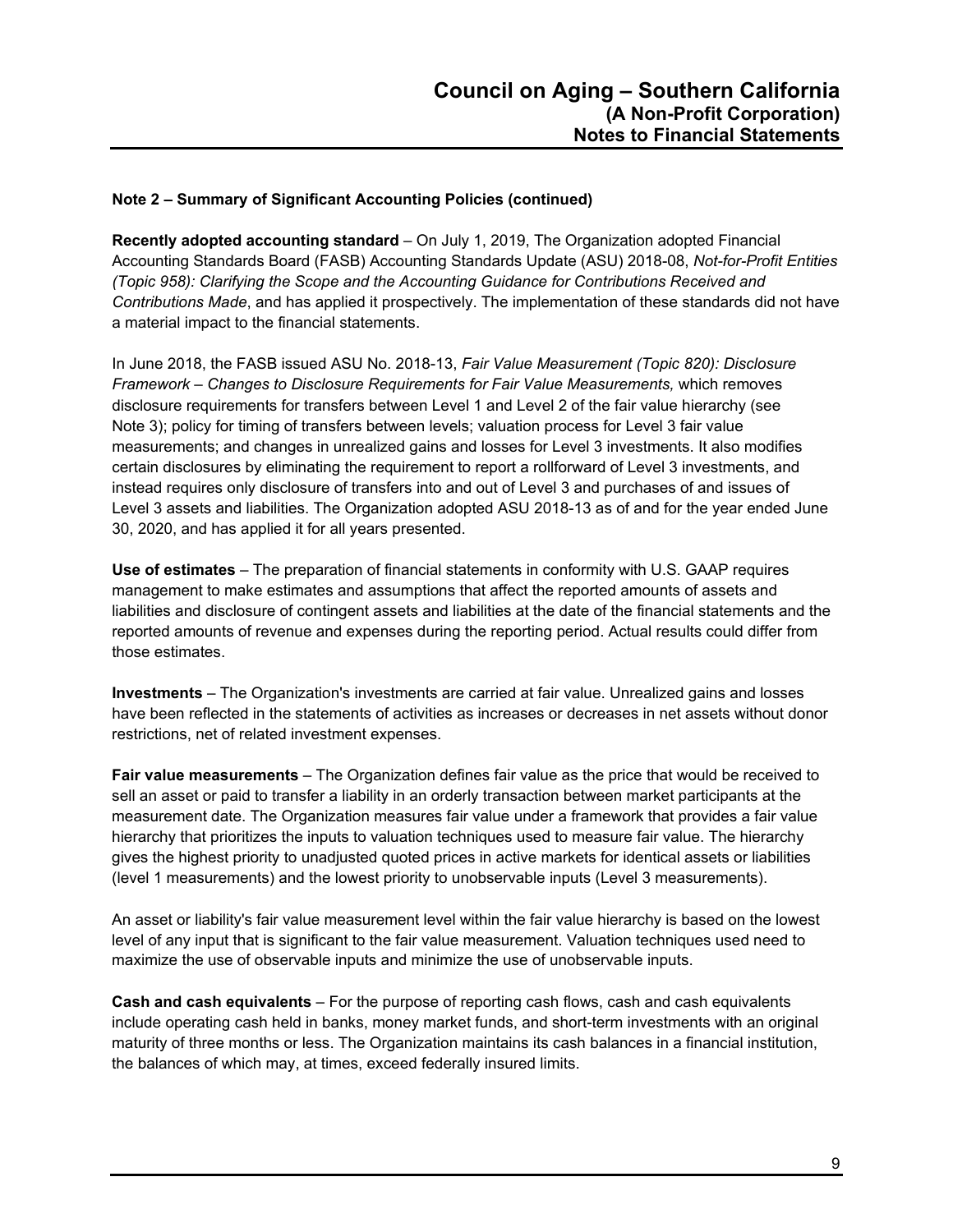### Note 2 – Summary of Significant Accounting Policies (continued)

**Recently adopted accounting standard** – On July 1, 2019, The Organization adopted Financial Accounting Standards Board (FASB) Accounting Standards Update (ASU) 2018-08, *Not-for-Profit Entities (Topic 958): Clarifying the Scope and the Accounting Guidance for Contributions Received and Contributions Made*, and has applied it prospectively. The implementation of these standards did not have a material impact to the financial statements.

In June 2018, the FASB issued ASU No. 2018-13, *Fair Value Measurement (Topic 820): Disclosure Framework – Changes to Disclosure Requirements for Fair Value Measurements,* which removes disclosure requirements for transfers between Level 1 and Level 2 of the fair value hierarchy (see Note 3); policy for timing of transfers between levels; valuation process for Level 3 fair value measurements; and changes in unrealized gains and losses for Level 3 investments. It also modifies certain disclosures by eliminating the requirement to report a rollforward of Level 3 investments, and instead requires only disclosure of transfers into and out of Level 3 and purchases of and issues of Level 3 assets and liabilities. The Organization adopted ASU 2018-13 as of and for the year ended June 30, 2020, and has applied it for all years presented.

**Use of estimates** – The preparation of financial statements in conformity with U.S. GAAP requires management to make estimates and assumptions that affect the reported amounts of assets and liabilities and disclosure of contingent assets and liabilities at the date of the financial statements and the reported amounts of revenue and expenses during the reporting period. Actual results could differ from those estimates.

**Investments** – The Organization's investments are carried at fair value. Unrealized gains and losses have been reflected in the statements of activities as increases or decreases in net assets without donor restrictions, net of related investment expenses.

**Fair value measurements** – The Organization defines fair value as the price that would be received to sell an asset or paid to transfer a liability in an orderly transaction between market participants at the measurement date. The Organization measures fair value under a framework that provides a fair value hierarchy that prioritizes the inputs to valuation techniques used to measure fair value. The hierarchy gives the highest priority to unadjusted quoted prices in active markets for identical assets or liabilities (level 1 measurements) and the lowest priority to unobservable inputs (Level 3 measurements).

An asset or liability's fair value measurement level within the fair value hierarchy is based on the lowest level of any input that is significant to the fair value measurement. Valuation techniques used need to maximize the use of observable inputs and minimize the use of unobservable inputs.

**Cash and cash equivalents** – For the purpose of reporting cash flows, cash and cash equivalents include operating cash held in banks, money market funds, and short-term investments with an original maturity of three months or less. The Organization maintains its cash balances in a financial institution, the balances of which may, at times, exceed federally insured limits.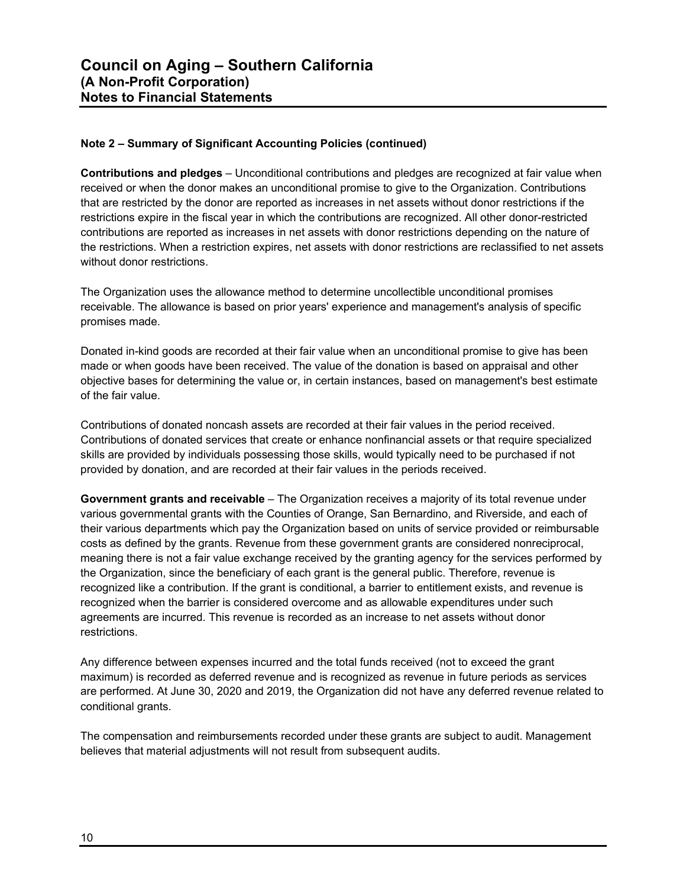### Note 2 – Summary of Significant Accounting Policies (continued)

**Contributions and pledges** – Unconditional contributions and pledges are recognized at fair value when received or when the donor makes an unconditional promise to give to the Organization. Contributions that are restricted by the donor are reported as increases in net assets without donor restrictions if the restrictions expire in the fiscal year in which the contributions are recognized. All other donor-restricted contributions are reported as increases in net assets with donor restrictions depending on the nature of the restrictions. When a restriction expires, net assets with donor restrictions are reclassified to net assets without donor restrictions.

The Organization uses the allowance method to determine uncollectible unconditional promises receivable. The allowance is based on prior years' experience and management's analysis of specific promises made.

Donated in-kind goods are recorded at their fair value when an unconditional promise to give has been made or when goods have been received. The value of the donation is based on appraisal and other objective bases for determining the value or, in certain instances, based on management's best estimate of the fair value.

Contributions of donated noncash assets are recorded at their fair values in the period received. Contributions of donated services that create or enhance nonfinancial assets or that require specialized skills are provided by individuals possessing those skills, would typically need to be purchased if not provided by donation, and are recorded at their fair values in the periods received.

**Government grants and receivable** – The Organization receives a majority of its total revenue under various governmental grants with the Counties of Orange, San Bernardino, and Riverside, and each of their various departments which pay the Organization based on units of service provided or reimbursable costs as defined by the grants. Revenue from these government grants are considered nonreciprocal, meaning there is not a fair value exchange received by the granting agency for the services performed by the Organization, since the beneficiary of each grant is the general public. Therefore, revenue is recognized like a contribution. If the grant is conditional, a barrier to entitlement exists, and revenue is recognized when the barrier is considered overcome and as allowable expenditures under such agreements are incurred. This revenue is recorded as an increase to net assets without donor restrictions.

Any difference between expenses incurred and the total funds received (not to exceed the grant maximum) is recorded as deferred revenue and is recognized as revenue in future periods as services are performed. At June 30, 2020 and 2019, the Organization did not have any deferred revenue related to conditional grants.

The compensation and reimbursements recorded under these grants are subject to audit. Management believes that material adjustments will not result from subsequent audits.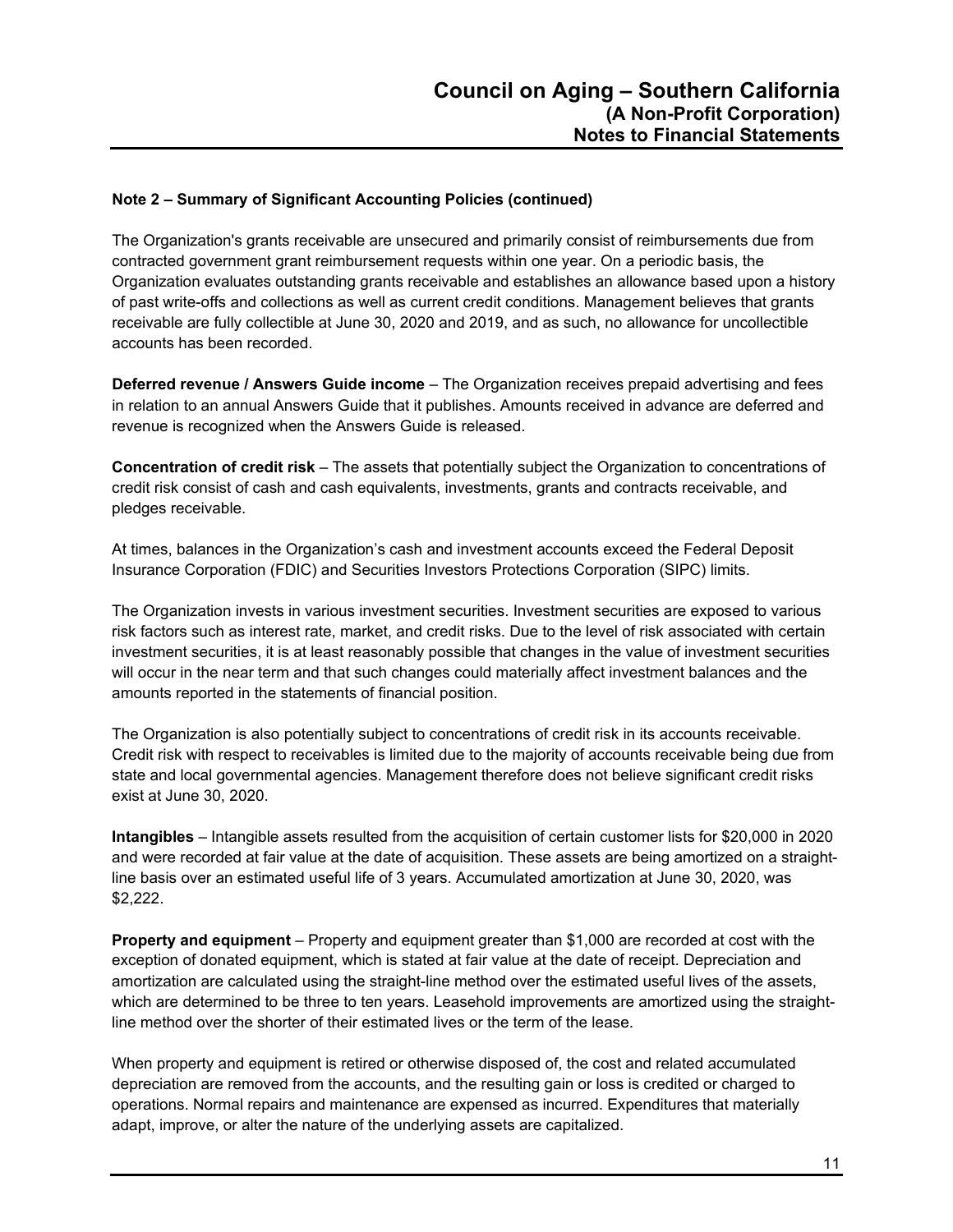## Note 2 – Summary of Significant Accounting Policies (continued)

The Organization's grants receivable are unsecured and primarily consist of reimbursements due from contracted government grant reimbursement requests within one year. On a periodic basis, the Organization evaluates outstanding grants receivable and establishes an allowance based upon a history of past write-offs and collections as well as current credit conditions. Management believes that grants receivable are fully collectible at June 30, 2020 and 2019, and as such, no allowance for uncollectible accounts has been recorded.

**Deferred revenue / Answers Guide income** – The Organization receives prepaid advertising and fees in relation to an annual Answers Guide that it publishes. Amounts received in advance are deferred and revenue is recognized when the Answers Guide is released.

**Concentration of credit risk** – The assets that potentially subject the Organization to concentrations of credit risk consist of cash and cash equivalents, investments, grants and contracts receivable, and pledges receivable.

At times, balances in the Organization's cash and investment accounts exceed the Federal Deposit Insurance Corporation (FDIC) and Securities Investors Protections Corporation (SIPC) limits.

The Organization invests in various investment securities. Investment securities are exposed to various risk factors such as interest rate, market, and credit risks. Due to the level of risk associated with certain investment securities, it is at least reasonably possible that changes in the value of investment securities will occur in the near term and that such changes could materially affect investment balances and the amounts reported in the statements of financial position.

The Organization is also potentially subject to concentrations of credit risk in its accounts receivable. Credit risk with respect to receivables is limited due to the majority of accounts receivable being due from state and local governmental agencies. Management therefore does not believe significant credit risks exist at June 30, 2020.

**Intangibles** – Intangible assets resulted from the acquisition of certain customer lists for $20,000 in 2020 and were recorded at fair value at the date of acquisition. These assets are being amortized on a straight-line basis over an estimated useful life of 3 years. Accumulated amortization at June 30, 2020, was $2,222.

**Property and equipment** – Property and equipment greater than $1,000 are recorded at cost with the exception of donated equipment, which is stated at fair value at the date of receipt. Depreciation and amortization are calculated using the straight-line method over the estimated useful lives of the assets, which are determined to be three to ten years. Leasehold improvements are amortized using the straight-line method over the shorter of their estimated lives or the term of the lease.

When property and equipment is retired or otherwise disposed of, the cost and related accumulated depreciation are removed from the accounts, and the resulting gain or loss is credited or charged to operations. Normal repairs and maintenance are expensed as incurred. Expenditures that materially adapt, improve, or alter the nature of the underlying assets are capitalized.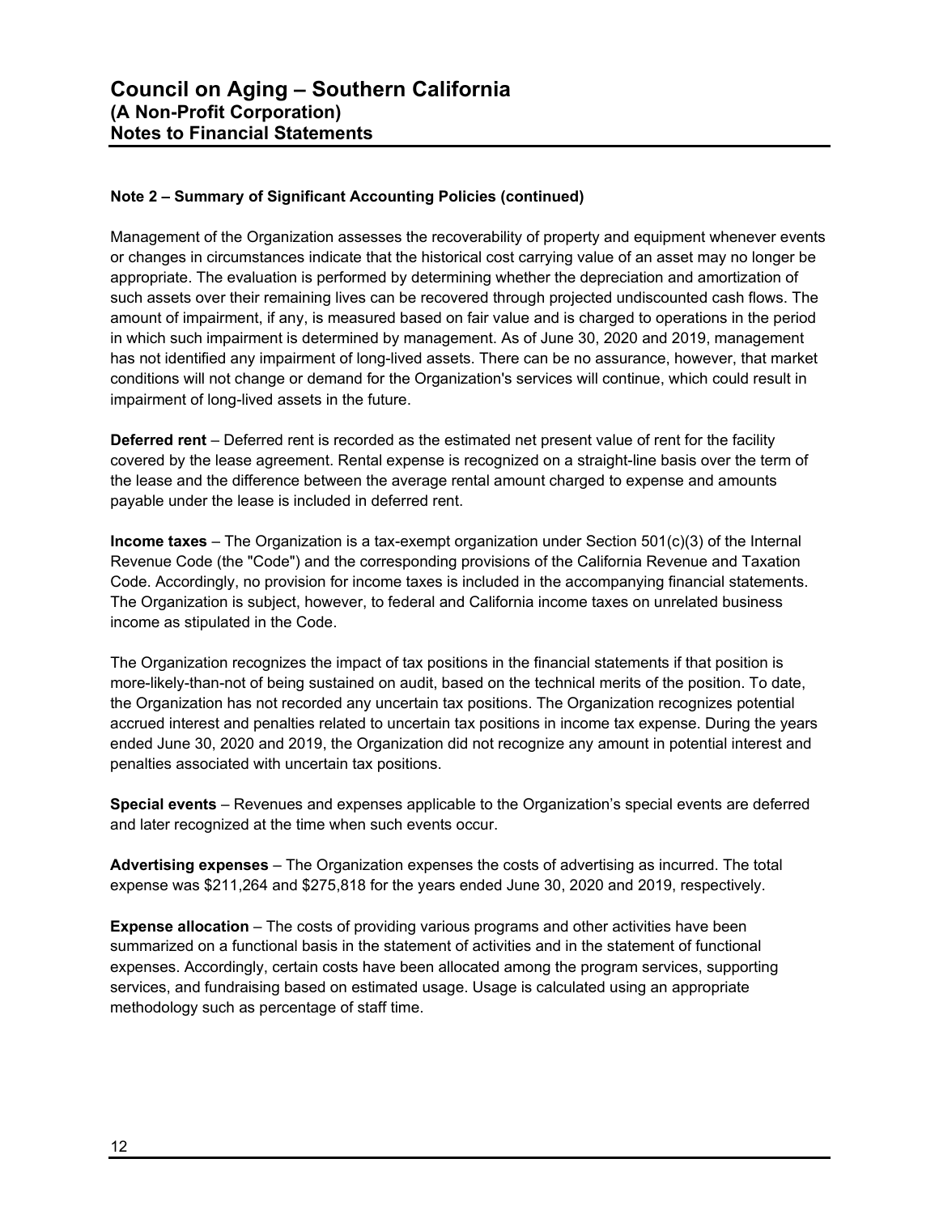## Note 2 – Summary of Significant Accounting Policies (continued)

Management of the Organization assesses the recoverability of property and equipment whenever events or changes in circumstances indicate that the historical cost carrying value of an asset may no longer be appropriate. The evaluation is performed by determining whether the depreciation and amortization of such assets over their remaining lives can be recovered through projected undiscounted cash flows. The amount of impairment, if any, is measured based on fair value and is charged to operations in the period in which such impairment is determined by management. As of June 30, 2020 and 2019, management has not identified any impairment of long-lived assets. There can be no assurance, however, that market conditions will not change or demand for the Organization's services will continue, which could result in impairment of long-lived assets in the future.

**Deferred rent** – Deferred rent is recorded as the estimated net present value of rent for the facility covered by the lease agreement. Rental expense is recognized on a straight-line basis over the term of the lease and the difference between the average rental amount charged to expense and amounts payable under the lease is included in deferred rent.

**Income taxes** – The Organization is a tax-exempt organization under Section 501(c)(3) of the Internal Revenue Code (the "Code") and the corresponding provisions of the California Revenue and Taxation Code. Accordingly, no provision for income taxes is included in the accompanying financial statements. The Organization is subject, however, to federal and California income taxes on unrelated business income as stipulated in the Code.

The Organization recognizes the impact of tax positions in the financial statements if that position is more-likely-than-not of being sustained on audit, based on the technical merits of the position. To date, the Organization has not recorded any uncertain tax positions. The Organization recognizes potential accrued interest and penalties related to uncertain tax positions in income tax expense. During the years ended June 30, 2020 and 2019, the Organization did not recognize any amount in potential interest and penalties associated with uncertain tax positions.

**Special events** – Revenues and expenses applicable to the Organization's special events are deferred and later recognized at the time when such events occur.

**Advertising expenses** – The Organization expenses the costs of advertising as incurred. The total expense was $211,264 and $275,818 for the years ended June 30, 2020 and 2019, respectively.

**Expense allocation** – The costs of providing various programs and other activities have been summarized on a functional basis in the statement of activities and in the statement of functional expenses. Accordingly, certain costs have been allocated among the program services, supporting services, and fundraising based on estimated usage. Usage is calculated using an appropriate methodology such as percentage of staff time.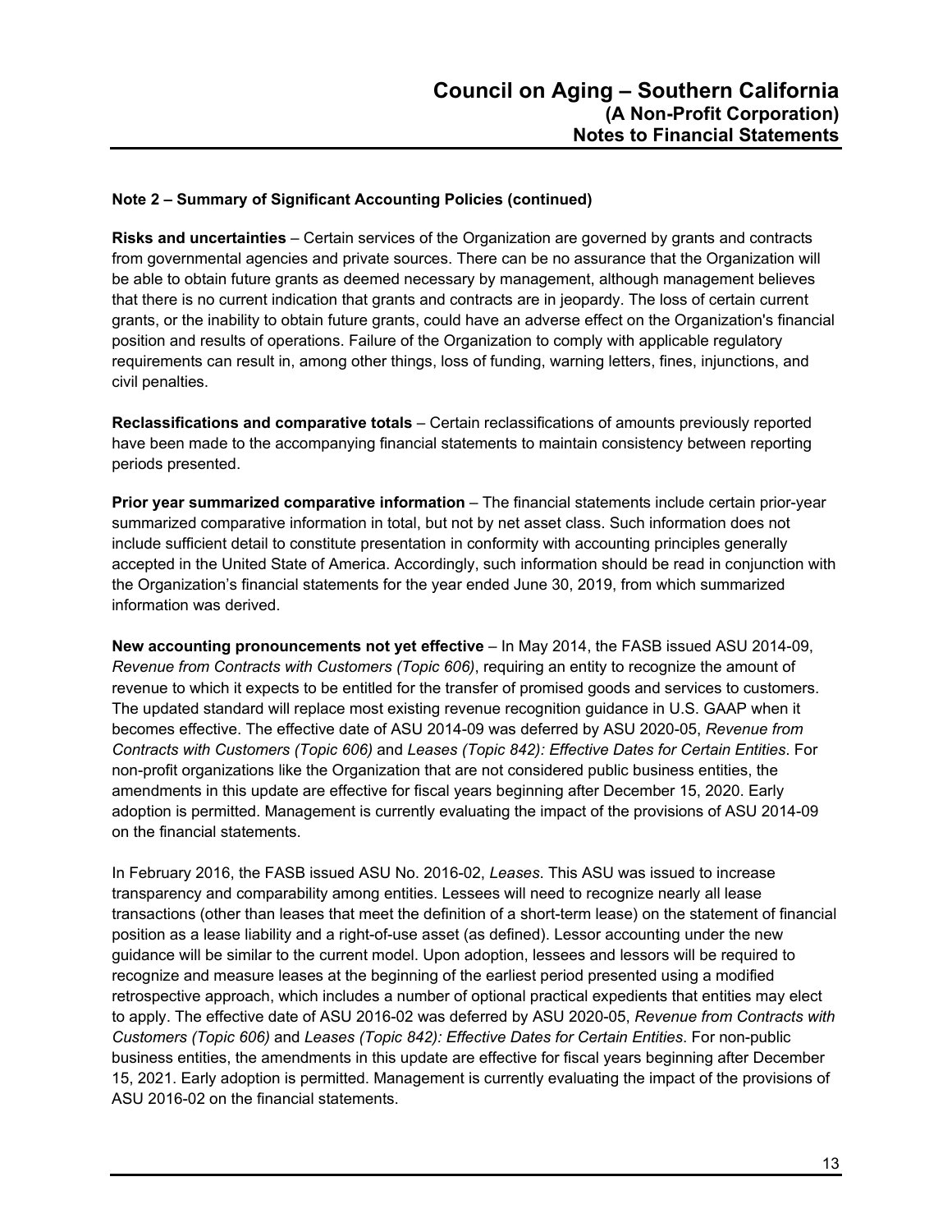**Note 2 – Summary of Significant Accounting Policies (continued)**

**Risks and uncertainties** – Certain services of the Organization are governed by grants and contracts from governmental agencies and private sources. There can be no assurance that the Organization will be able to obtain future grants as deemed necessary by management, although management believes that there is no current indication that grants and contracts are in jeopardy. The loss of certain current grants, or the inability to obtain future grants, could have an adverse effect on the Organization's financial position and results of operations. Failure of the Organization to comply with applicable regulatory requirements can result in, among other things, loss of funding, warning letters, fines, injunctions, and civil penalties.

**Reclassifications and comparative totals** – Certain reclassifications of amounts previously reported have been made to the accompanying financial statements to maintain consistency between reporting periods presented.

**Prior year summarized comparative information** – The financial statements include certain prior-year summarized comparative information in total, but not by net asset class. Such information does not include sufficient detail to constitute presentation in conformity with accounting principles generally accepted in the United State of America. Accordingly, such information should be read in conjunction with the Organization's financial statements for the year ended June 30, 2019, from which summarized information was derived.

**New accounting pronouncements not yet effective** – In May 2014, the FASB issued ASU 2014-09, *Revenue from Contracts with Customers (Topic 606)*, requiring an entity to recognize the amount of revenue to which it expects to be entitled for the transfer of promised goods and services to customers. The updated standard will replace most existing revenue recognition guidance in U.S. GAAP when it becomes effective. The effective date of ASU 2014-09 was deferred by ASU 2020-05, *Revenue from Contracts with Customers (Topic 606)* and *Leases (Topic 842): Effective Dates for Certain Entities*. For non-profit organizations like the Organization that are not considered public business entities, the amendments in this update are effective for fiscal years beginning after December 15, 2020. Early adoption is permitted. Management is currently evaluating the impact of the provisions of ASU 2014-09 on the financial statements.

In February 2016, the FASB issued ASU No. 2016-02, *Leases*. This ASU was issued to increase transparency and comparability among entities. Lessees will need to recognize nearly all lease transactions (other than leases that meet the definition of a short-term lease) on the statement of financial position as a lease liability and a right-of-use asset (as defined). Lessor accounting under the new guidance will be similar to the current model. Upon adoption, lessees and lessors will be required to recognize and measure leases at the beginning of the earliest period presented using a modified retrospective approach, which includes a number of optional practical expedients that entities may elect to apply. The effective date of ASU 2016-02 was deferred by ASU 2020-05, *Revenue from Contracts with Customers (Topic 606)* and *Leases (Topic 842): Effective Dates for Certain Entities*. For non-public business entities, the amendments in this update are effective for fiscal years beginning after December 15, 2021. Early adoption is permitted. Management is currently evaluating the impact of the provisions of ASU 2016-02 on the financial statements.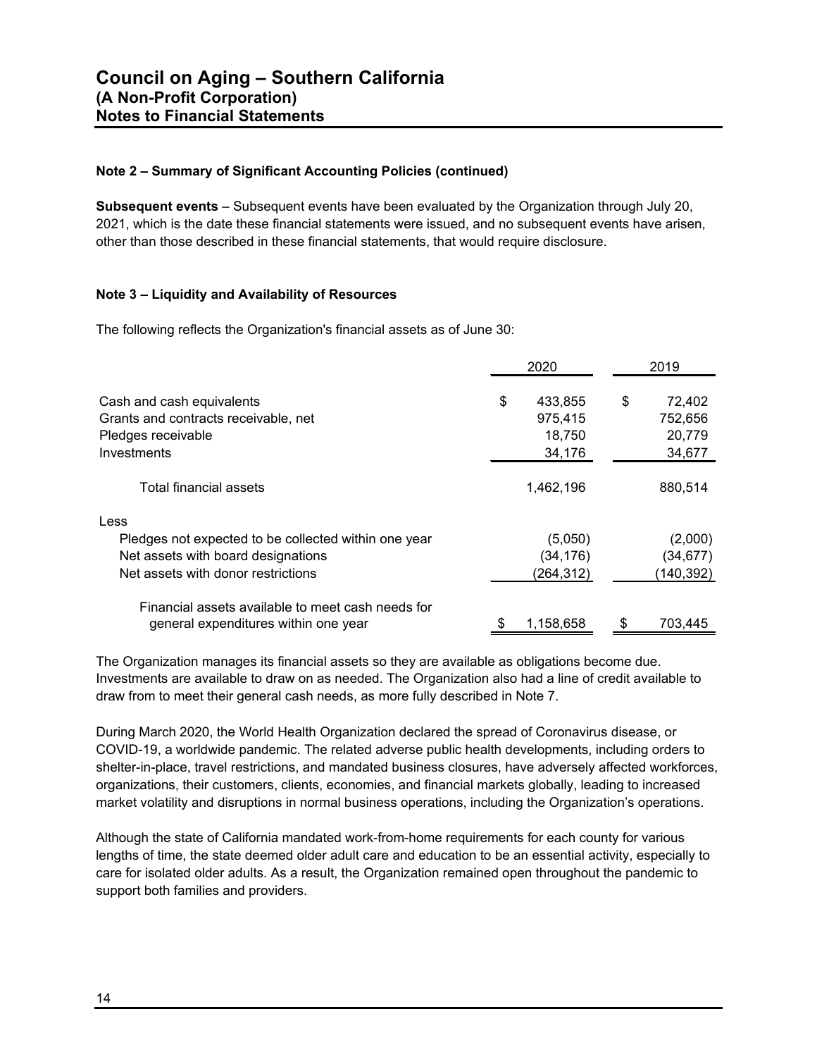# Council on Aging – Southern California
## (A Non-Profit Corporation)
## Notes to Financial Statements

**Note 2 – Summary of Significant Accounting Policies (continued)**

**Subsequent events** – Subsequent events have been evaluated by the Organization through July 20, 2021, which is the date these financial statements were issued, and no subsequent events have arisen, other than those described in these financial statements, that would require disclosure.

**Note 3 – Liquidity and Availability of Resources**

The following reflects the Organization's financial assets as of June 30:

| | 2020 | 2019 |
|---|---|---|
| Cash and cash equivalents | $ 433,855 | $ 72,402 |
| Grants and contracts receivable, net | 975,415 | 752,656 |
| Pledges receivable | 18,750 | 20,779 |
| Investments | 34,176 | 34,677 |
| Total financial assets | 1,462,196 | 880,514 |
| Less | | |
| Pledges not expected to be collected within one year | (5,050) | (2,000) |
| Net assets with board designations | (34,176) | (34,677) |
| Net assets with donor restrictions | (264,312) | (140,392) |
| Financial assets available to meet cash needs for general expenditures within one year | $ 1,158,658 | $ 703,445 |

The Organization manages its financial assets so they are available as obligations become due. Investments are available to draw on as needed. The Organization also had a line of credit available to draw from to meet their general cash needs, as more fully described in Note 7.

During March 2020, the World Health Organization declared the spread of Coronavirus disease, or COVID-19, a worldwide pandemic. The related adverse public health developments, including orders to shelter-in-place, travel restrictions, and mandated business closures, have adversely affected workforces, organizations, their customers, clients, economies, and financial markets globally, leading to increased market volatility and disruptions in normal business operations, including the Organization's operations.

Although the state of California mandated work-from-home requirements for each county for various lengths of time, the state deemed older adult care and education to be an essential activity, especially to care for isolated older adults. As a result, the Organization remained open throughout the pandemic to support both families and providers.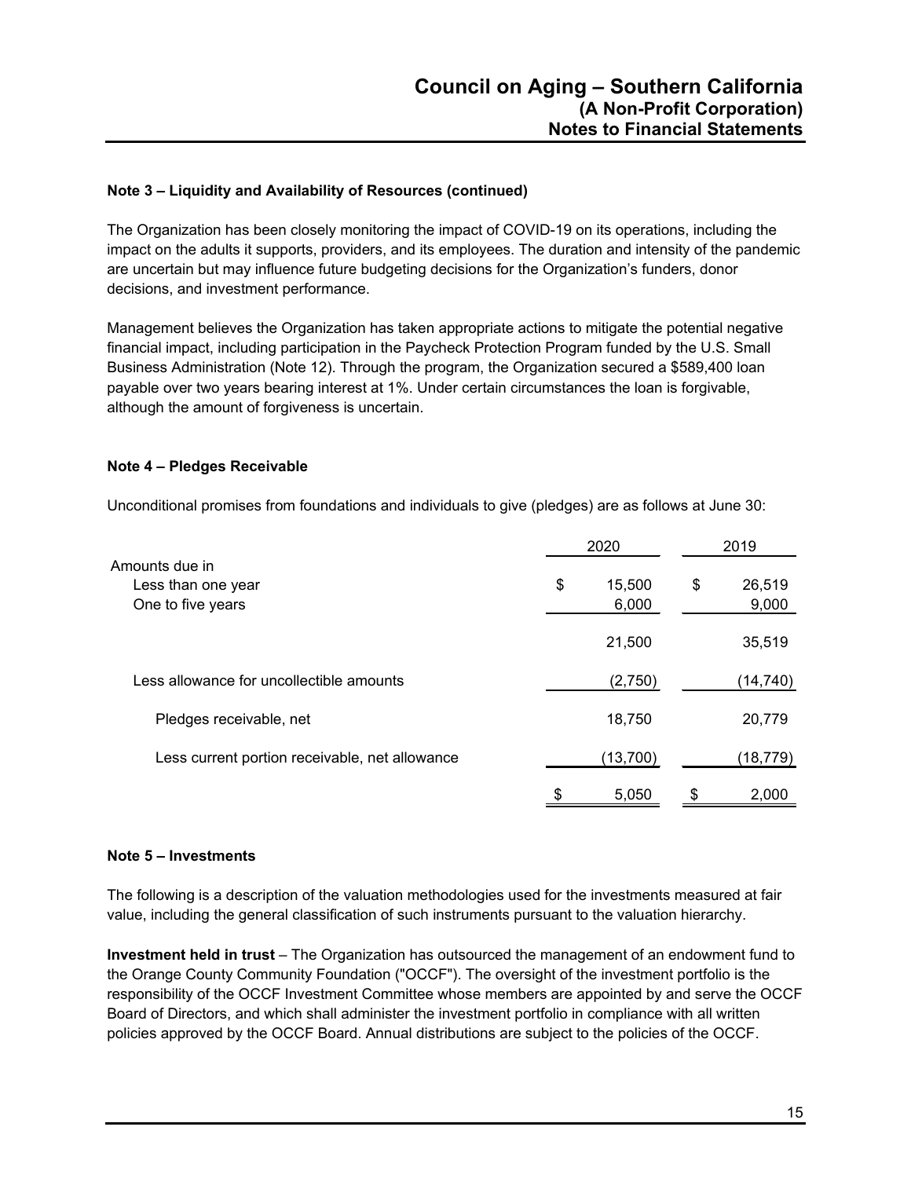### Note 3 – Liquidity and Availability of Resources (continued)

The Organization has been closely monitoring the impact of COVID-19 on its operations, including the impact on the adults it supports, providers, and its employees. The duration and intensity of the pandemic are uncertain but may influence future budgeting decisions for the Organization's funders, donor decisions, and investment performance.

Management believes the Organization has taken appropriate actions to mitigate the potential negative financial impact, including participation in the Paycheck Protection Program funded by the U.S. Small Business Administration (Note 12). Through the program, the Organization secured a $589,400 loan payable over two years bearing interest at 1%. Under certain circumstances the loan is forgivable, although the amount of forgiveness is uncertain.

### Note 4 – Pledges Receivable

Unconditional promises from foundations and individuals to give (pledges) are as follows at June 30:

| | 2020 | 2019 |
|---|---|---|
| Amounts due in | | |
| Less than one year | $ 15,500 | $ 26,519 |
| One to five years | 6,000 | 9,000 |
| | 21,500 | 35,519 |
| Less allowance for uncollectible amounts | (2,750) | (14,740) |
| Pledges receivable, net | 18,750 | 20,779 |
| Less current portion receivable, net allowance | (13,700) | (18,779) |
| | $ 5,050 | $ 2,000 |

### Note 5 – Investments

The following is a description of the valuation methodologies used for the investments measured at fair value, including the general classification of such instruments pursuant to the valuation hierarchy.

**Investment held in trust** – The Organization has outsourced the management of an endowment fund to the Orange County Community Foundation ("OCCF"). The oversight of the investment portfolio is the responsibility of the OCCF Investment Committee whose members are appointed by and serve the OCCF Board of Directors, and which shall administer the investment portfolio in compliance with all written policies approved by the OCCF Board. Annual distributions are subject to the policies of the OCCF.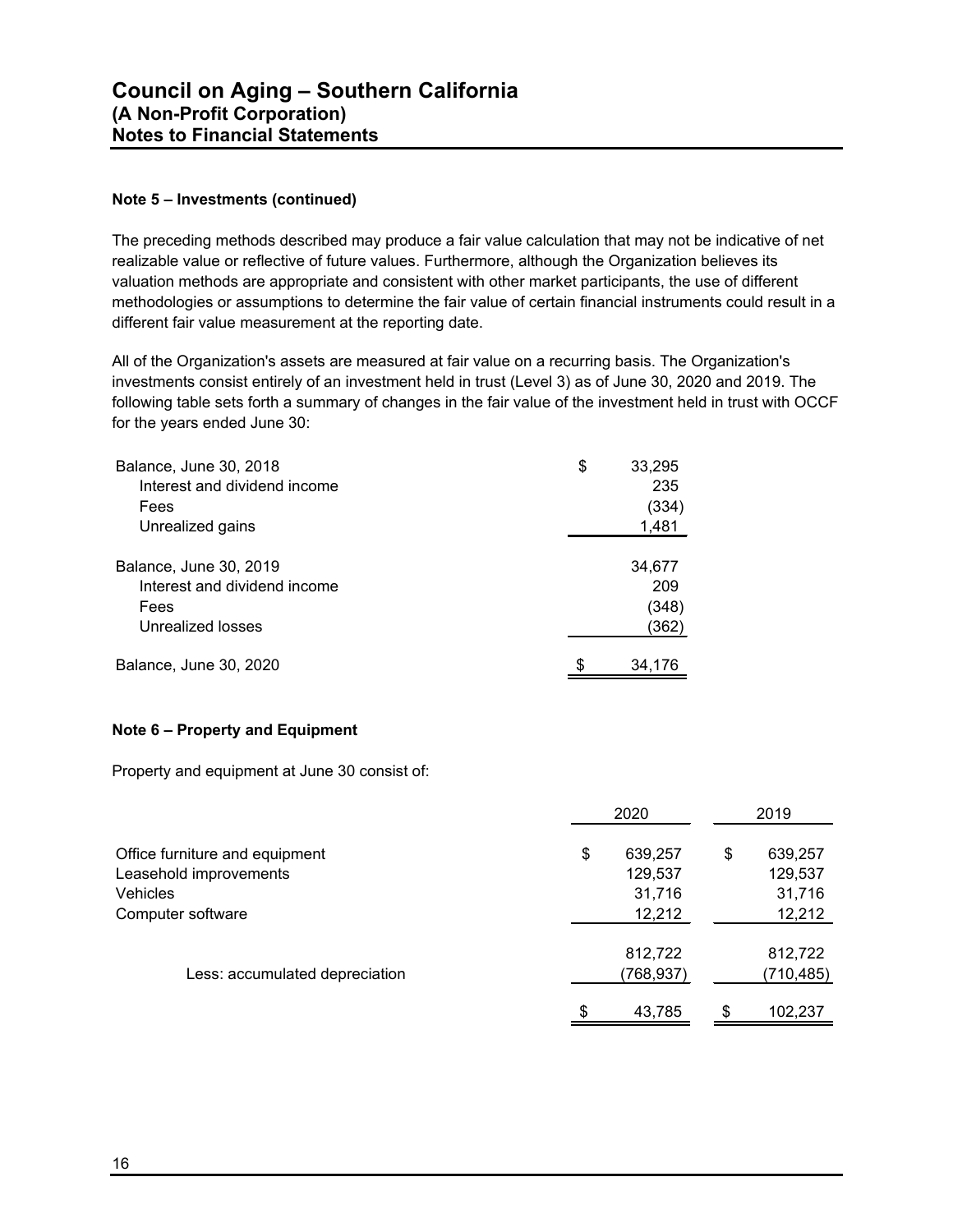# Council on Aging – Southern California
## (A Non-Profit Corporation)
## Notes to Financial Statements

**Note 5 – Investments (continued)**

The preceding methods described may produce a fair value calculation that may not be indicative of net realizable value or reflective of future values. Furthermore, although the Organization believes its valuation methods are appropriate and consistent with other market participants, the use of different methodologies or assumptions to determine the fair value of certain financial instruments could result in a different fair value measurement at the reporting date.

All of the Organization's assets are measured at fair value on a recurring basis. The Organization's investments consist entirely of an investment held in trust (Level 3) as of June 30, 2020 and 2019. The following table sets forth a summary of changes in the fair value of the investment held in trust with OCCF for the years ended June 30:

| | |
|---|---|
| Balance, June 30, 2018 | $ 33,295 |
| Interest and dividend income | 235 |
| Fees | (334) |
| Unrealized gains | 1,481 |
| Balance, June 30, 2019 | 34,677 |
| Interest and dividend income | 209 |
| Fees | (348) |
| Unrealized losses | (362) |
| Balance, June 30, 2020 | $ 34,176 |

**Note 6 – Property and Equipment**

Property and equipment at June 30 consist of:

| | 2020 | 2019 |
|---|---|---|
| Office furniture and equipment | $ 639,257 | $ 639,257 |
| Leasehold improvements | 129,537 | 129,537 |
| Vehicles | 31,716 | 31,716 |
| Computer software | 12,212 | 12,212 |
| | 812,722 | 812,722 |
| Less: accumulated depreciation | (768,937) | (710,485) |
| | $ 43,785 | $ 102,237 |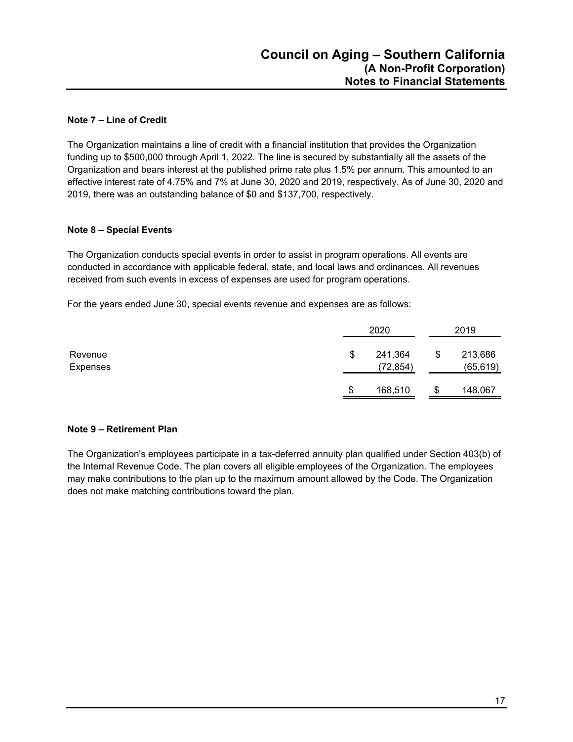#### Note 7 – Line of Credit

The Organization maintains a line of credit with a financial institution that provides the Organization funding up to $500,000 through April 1, 2022. The line is secured by substantially all the assets of the Organization and bears interest at the published prime rate plus 1.5% per annum. This amounted to an effective interest rate of 4.75% and 7% at June 30, 2020 and 2019, respectively. As of June 30, 2020 and 2019, there was an outstanding balance of $0 and $137,700, respectively.

#### Note 8 – Special Events

The Organization conducts special events in order to assist in program operations. All events are conducted in accordance with applicable federal, state, and local laws and ordinances. All revenues received from such events in excess of expenses are used for program operations.

For the years ended June 30, special events revenue and expenses are as follows:

| | 2020 | 2019 |
|---|---|---|
| Revenue | $ 241,364 | $ 213,686 |
| Expenses | (72,854) | (65,619) |
| | $ 168,510 | $ 148,067 |

#### Note 9 – Retirement Plan

The Organization's employees participate in a tax-deferred annuity plan qualified under Section 403(b) of the Internal Revenue Code. The plan covers all eligible employees of the Organization. The employees may make contributions to the plan up to the maximum amount allowed by the Code. The Organization does not make matching contributions toward the plan.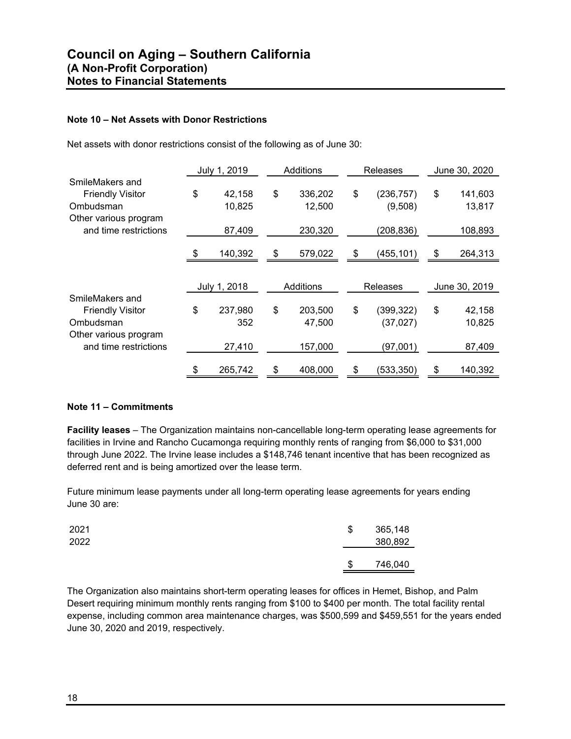## Note 10 – Net Assets with Donor Restrictions

Net assets with donor restrictions consist of the following as of June 30:

| | July 1, 2019 | Additions | Releases | June 30, 2020 |
|---|---|---|---|---|
| SmileMakers and Friendly Visitor | $ 42,158 | $ 336,202 | $ (236,757) | $ 141,603 |
| Ombudsman | 10,825 | 12,500 | (9,508) | 13,817 |
| Other various program and time restrictions | 87,409 | 230,320 | (208,836) | 108,893 |
| | $ 140,392 | $ 579,022 | $ (455,101) | $ 264,313 |

| | July 1, 2018 | Additions | Releases | June 30, 2019 |
|---|---|---|---|---|
| SmileMakers and Friendly Visitor | $ 237,980 | $ 203,500 | $ (399,322) | $ 42,158 |
| Ombudsman | 352 | 47,500 | (37,027) | 10,825 |
| Other various program and time restrictions | 27,410 | 157,000 | (97,001) | 87,409 |
| | $ 265,742 | $ 408,000 | $ (533,350) | $ 140,392 |

## Note 11 – Commitments

**Facility leases** – The Organization maintains non-cancellable long-term operating lease agreements for facilities in Irvine and Rancho Cucamonga requiring monthly rents of ranging from $6,000 to $31,000 through June 2022. The Irvine lease includes a $148,746 tenant incentive that has been recognized as deferred rent and is being amortized over the lease term.

Future minimum lease payments under all long-term operating lease agreements for years ending June 30 are:

| | |
|---|---|
| 2021 | $ 365,148 |
| 2022 | 380,892 |
| | $ 746,040 |

The Organization also maintains short-term operating leases for offices in Hemet, Bishop, and Palm Desert requiring minimum monthly rents ranging from $100 to $400 per month. The total facility rental expense, including common area maintenance charges, was $500,599 and $459,551 for the years ended June 30, 2020 and 2019, respectively.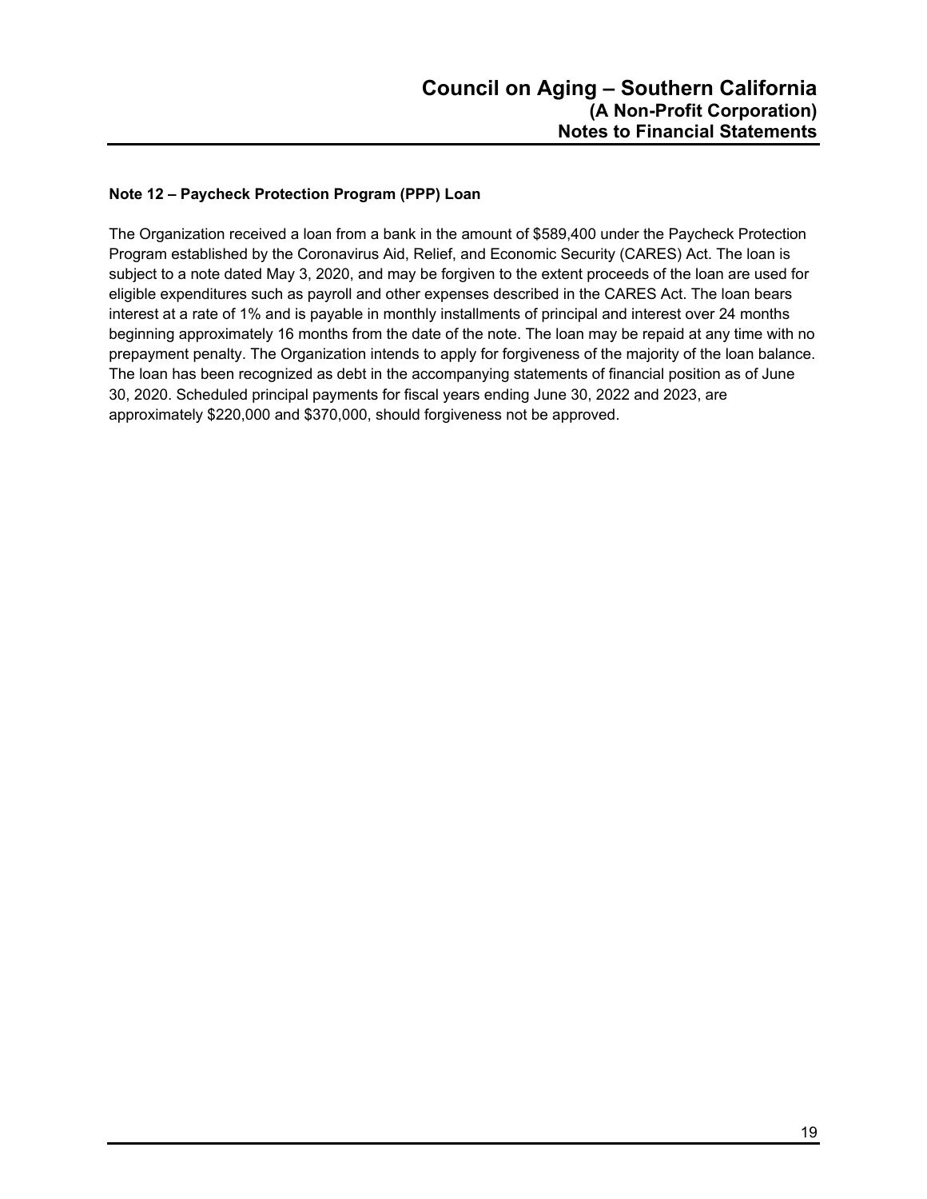**Note 12 – Paycheck Protection Program (PPP) Loan**

The Organization received a loan from a bank in the amount of $589,400 under the Paycheck Protection Program established by the Coronavirus Aid, Relief, and Economic Security (CARES) Act. The loan is subject to a note dated May 3, 2020, and may be forgiven to the extent proceeds of the loan are used for eligible expenditures such as payroll and other expenses described in the CARES Act. The loan bears interest at a rate of 1% and is payable in monthly installments of principal and interest over 24 months beginning approximately 16 months from the date of the note. The loan may be repaid at any time with no prepayment penalty. The Organization intends to apply for forgiveness of the majority of the loan balance. The loan has been recognized as debt in the accompanying statements of financial position as of June 30, 2020. Scheduled principal payments for fiscal years ending June 30, 2022 and 2023, are approximately $220,000 and $370,000, should forgiveness not be approved.